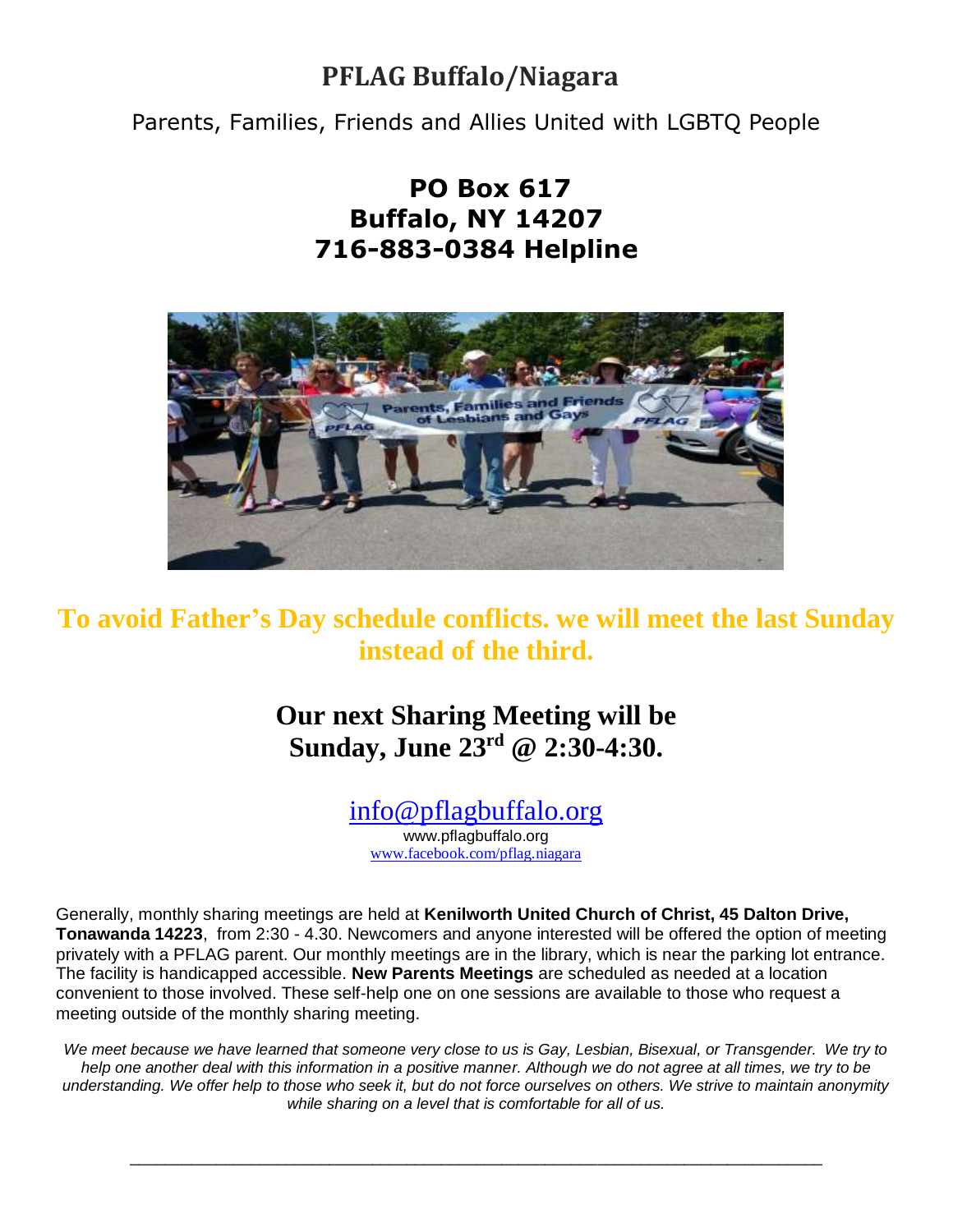# PFLAG Buffalo/Niagara

Parents, Families, Friends and Allies United with LGBTQ People

**PO Box 617**
**Buffalo, NY 14207**
**716-883-0384 Helpline**

**To avoid Father's Day schedule conflicts. we will meet the last Sunday instead of the third.**

## Our next Sharing Meeting will be Sunday, June 23rd @ 2:30-4:30.

info@pflagbuffalo.org
www.pflagbuffalo.org
www.facebook.com/pflag.niagara

Generally, monthly sharing meetings are held at **Kenilworth United Church of Christ, 45 Dalton Drive, Tonawanda 14223**, from 2:30 - 4.30. Newcomers and anyone interested will be offered the option of meeting privately with a PFLAG parent. Our monthly meetings are in the library, which is near the parking lot entrance. The facility is handicapped accessible. **New Parents Meetings** are scheduled as needed at a location convenient to those involved. These self-help one on one sessions are available to those who request a meeting outside of the monthly sharing meeting.

*We meet because we have learned that someone very close to us is Gay, Lesbian, Bisexual, or Transgender. We try to help one another deal with this information in a positive manner. Although we do not agree at all times, we try to be understanding. We offer help to those who seek it, but do not force ourselves on others. We strive to maintain anonymity while sharing on a level that is comfortable for all of us.*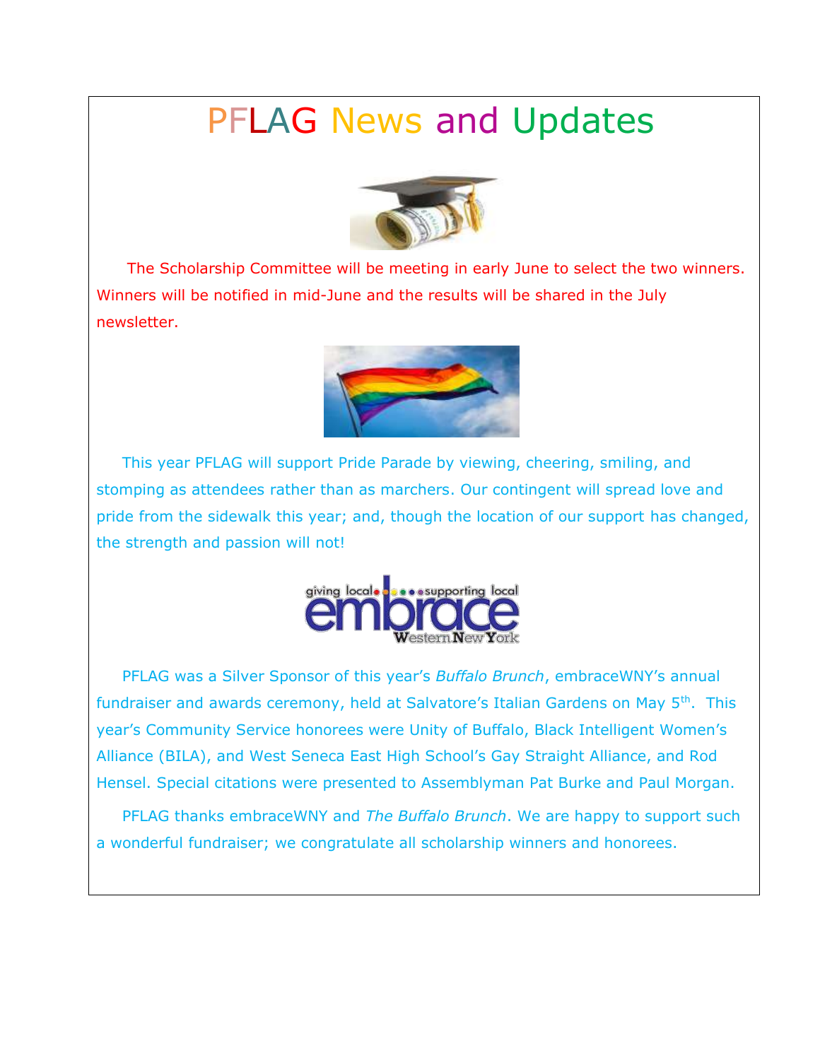# PFLAG News and Updates

The Scholarship Committee will be meeting in early June to select the two winners. Winners will be notified in mid-June and the results will be shared in the July newsletter.

This year PFLAG will support Pride Parade by viewing, cheering, smiling, and stomping as attendees rather than as marchers. Our contingent will spread love and pride from the sidewalk this year; and, though the location of our support has changed, the strength and passion will not!

PFLAG was a Silver Sponsor of this year's *Buffalo Brunch*, embraceWNY's annual fundraiser and awards ceremony, held at Salvatore's Italian Gardens on May 5th. This year's Community Service honorees were Unity of Buffalo, Black Intelligent Women's Alliance (BILA), and West Seneca East High School's Gay Straight Alliance, and Rod Hensel. Special citations were presented to Assemblyman Pat Burke and Paul Morgan.

PFLAG thanks embraceWNY and *The Buffalo Brunch*. We are happy to support such a wonderful fundraiser; we congratulate all scholarship winners and honorees.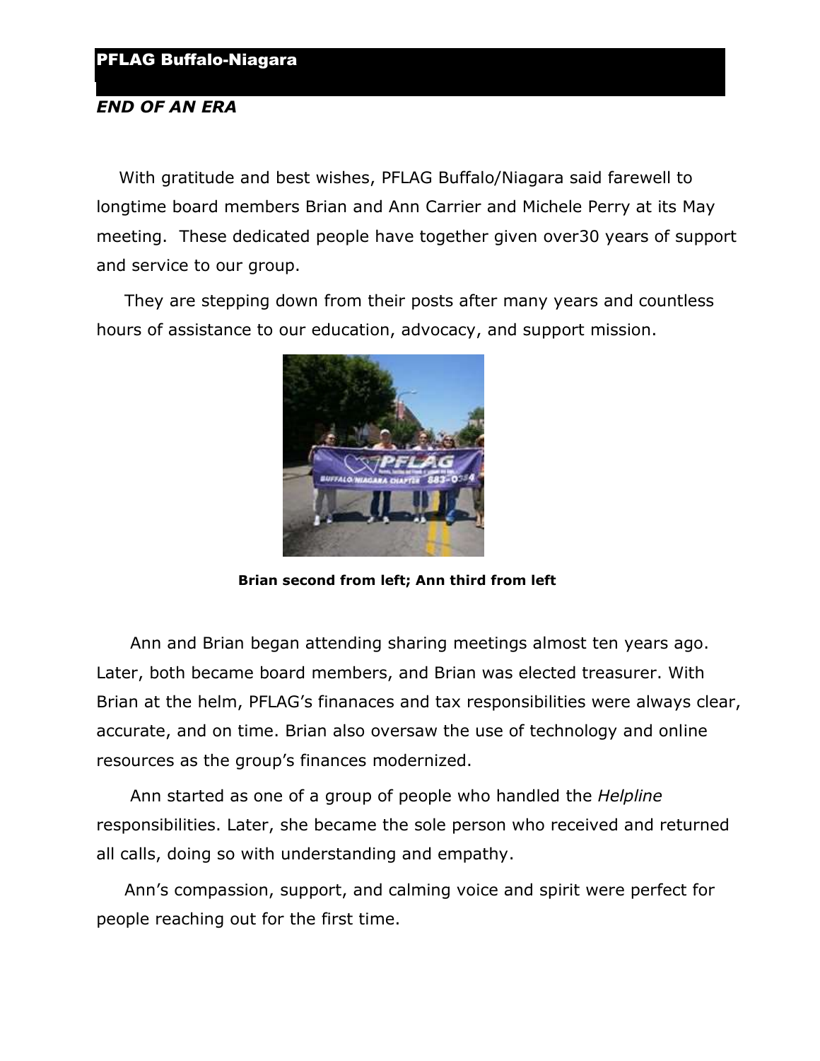**PFLAG Buffalo-Niagara**

***END OF AN ERA***

With gratitude and best wishes, PFLAG Buffalo/Niagara said farewell to longtime board members Brian and Ann Carrier and Michele Perry at its May meeting. These dedicated people have together given over30 years of support and service to our group.

They are stepping down from their posts after many years and countless hours of assistance to our education, advocacy, and support mission.

**Brian second from left; Ann third from left**

Ann and Brian began attending sharing meetings almost ten years ago. Later, both became board members, and Brian was elected treasurer. With Brian at the helm, PFLAG's finanaces and tax responsibilities were always clear, accurate, and on time. Brian also oversaw the use of technology and online resources as the group's finances modernized.

Ann started as one of a group of people who handled the *Helpline* responsibilities. Later, she became the sole person who received and returned all calls, doing so with understanding and empathy.

Ann's compassion, support, and calming voice and spirit were perfect for people reaching out for the first time.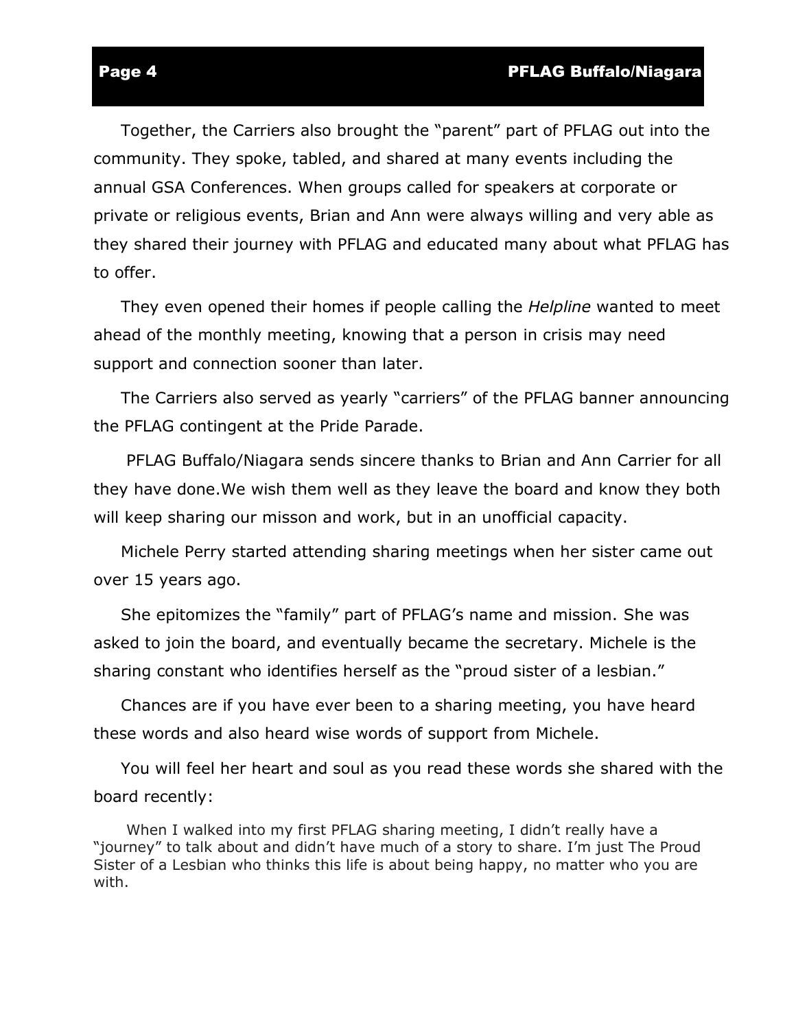Together, the Carriers also brought the "parent" part of PFLAG out into the community. They spoke, tabled, and shared at many events including the annual GSA Conferences. When groups called for speakers at corporate or private or religious events, Brian and Ann were always willing and very able as they shared their journey with PFLAG and educated many about what PFLAG has to offer.

They even opened their homes if people calling the *Helpline* wanted to meet ahead of the monthly meeting, knowing that a person in crisis may need support and connection sooner than later.

The Carriers also served as yearly "carriers" of the PFLAG banner announcing the PFLAG contingent at the Pride Parade.

PFLAG Buffalo/Niagara sends sincere thanks to Brian and Ann Carrier for all they have done.We wish them well as they leave the board and know they both will keep sharing our misson and work, but in an unofficial capacity.

Michele Perry started attending sharing meetings when her sister came out over 15 years ago.

She epitomizes the "family" part of PFLAG's name and mission. She was asked to join the board, and eventually became the secretary. Michele is the sharing constant who identifies herself as the "proud sister of a lesbian."

Chances are if you have ever been to a sharing meeting, you have heard these words and also heard wise words of support from Michele.

You will feel her heart and soul as you read these words she shared with the board recently:

> When I walked into my first PFLAG sharing meeting, I didn't really have a "journey" to talk about and didn't have much of a story to share. I'm just The Proud Sister of a Lesbian who thinks this life is about being happy, no matter who you are with.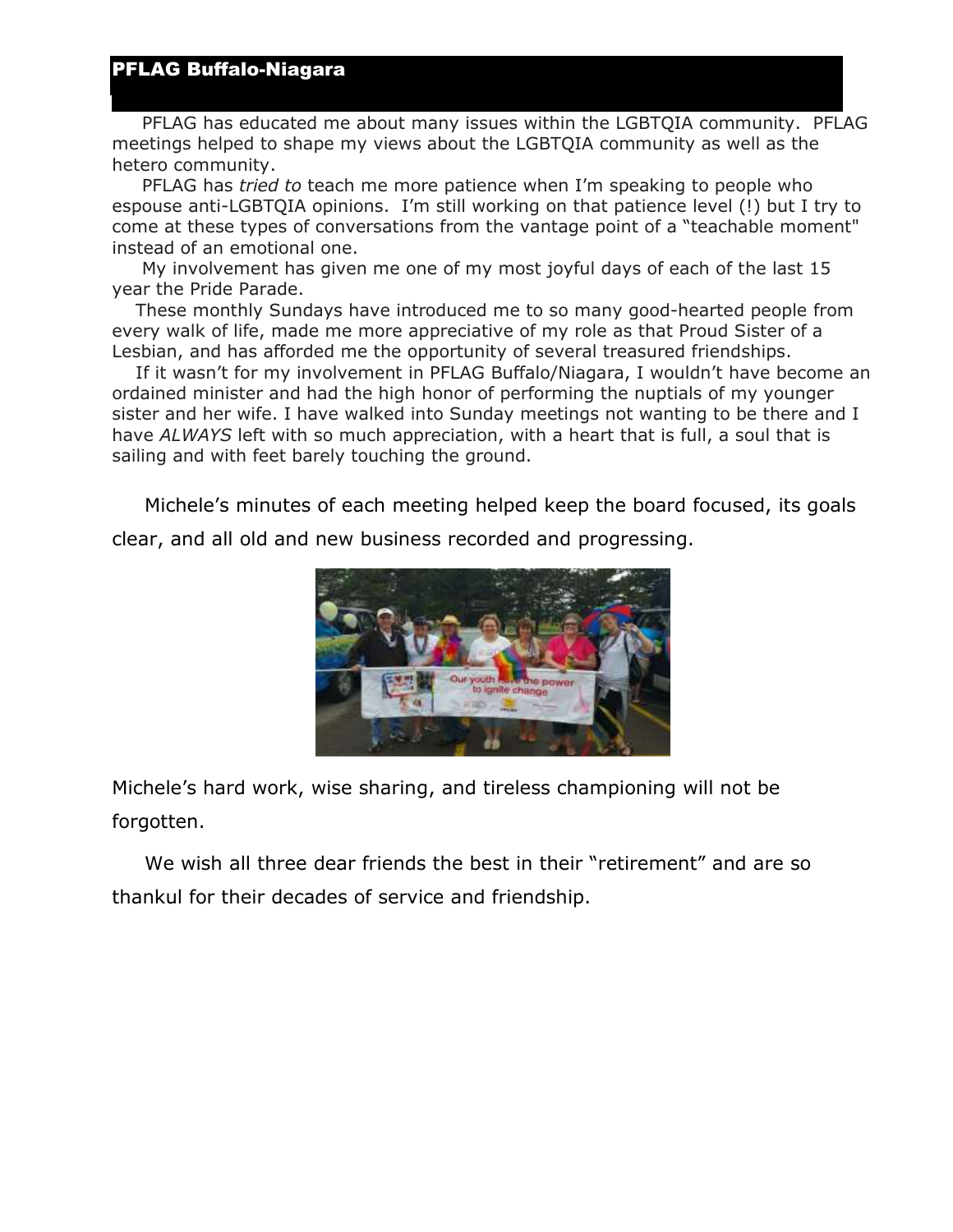## PFLAG Buffalo-Niagara

PFLAG has educated me about many issues within the LGBTQIA community. PFLAG meetings helped to shape my views about the LGBTQIA community as well as the hetero community.

PFLAG has *tried to* teach me more patience when I'm speaking to people who espouse anti-LGBTQIA opinions. I'm still working on that patience level (!) but I try to come at these types of conversations from the vantage point of a "teachable moment" instead of an emotional one.

My involvement has given me one of my most joyful days of each of the last 15 year the Pride Parade.

These monthly Sundays have introduced me to so many good-hearted people from every walk of life, made me more appreciative of my role as that Proud Sister of a Lesbian, and has afforded me the opportunity of several treasured friendships.

If it wasn't for my involvement in PFLAG Buffalo/Niagara, I wouldn't have become an ordained minister and had the high honor of performing the nuptials of my younger sister and her wife. I have walked into Sunday meetings not wanting to be there and I have *ALWAYS* left with so much appreciation, with a heart that is full, a soul that is sailing and with feet barely touching the ground.

Michele's minutes of each meeting helped keep the board focused, its goals clear, and all old and new business recorded and progressing.

Michele's hard work, wise sharing, and tireless championing will not be forgotten.

We wish all three dear friends the best in their "retirement" and are so thankul for their decades of service and friendship.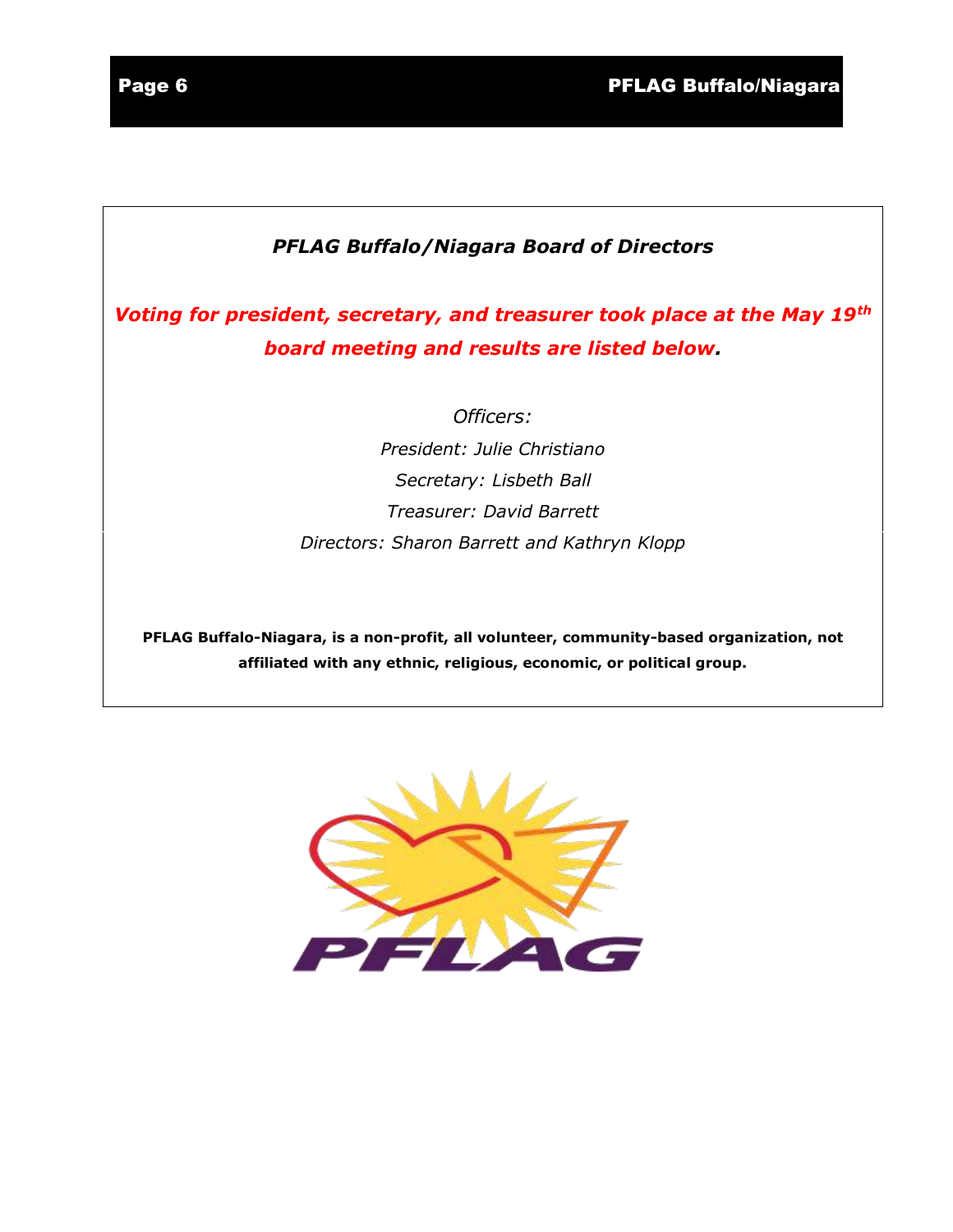## *PFLAG Buffalo/Niagara Board of Directors*

***Voting for president, secretary, and treasurer took place at the May 19th board meeting and results are listed below.***

*Officers:*

*President: Julie Christiano*

*Secretary: Lisbeth Ball*

*Treasurer: David Barrett*

*Directors: Sharon Barrett and Kathryn Klopp*

**PFLAG Buffalo-Niagara, is a non-profit, all volunteer, community-based organization, not affiliated with any ethnic, religious, economic, or political group.**